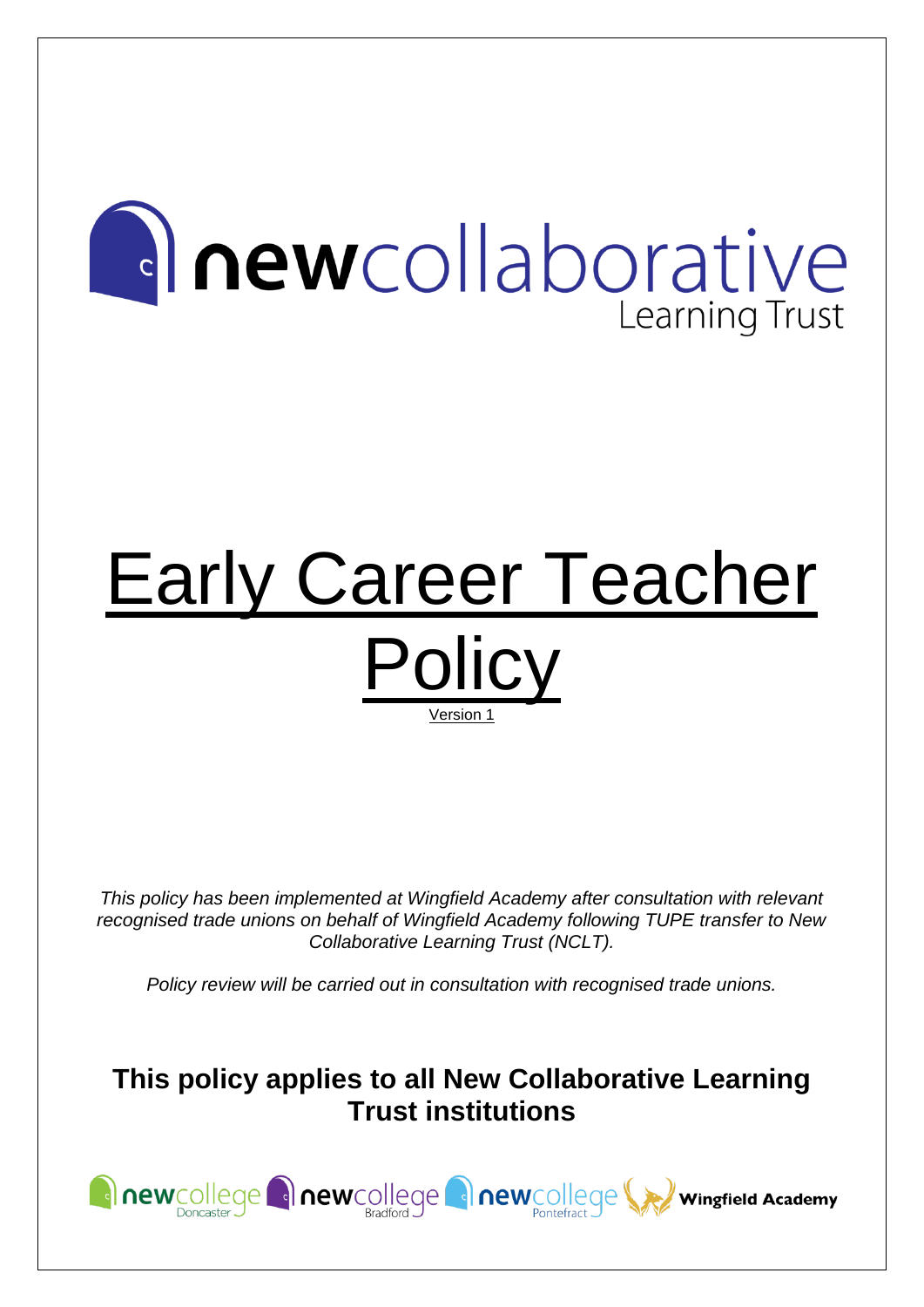newcollaborative Learning Trust

# Early Career Teacher Policy

Version 1

*This policy has been implemented at Wingfield Academy after consultation with relevant recognised trade unions on behalf of Wingfield Academy following TUPE transfer to New Collaborative Learning Trust (NCLT).*

*Policy review will be carried out in consultation with recognised trade unions.*

**This policy applies to all New Collaborative Learning Trust institutions**

newcollege Doncaster newcollege Bradford newcollege Pontefract Wingfield Academy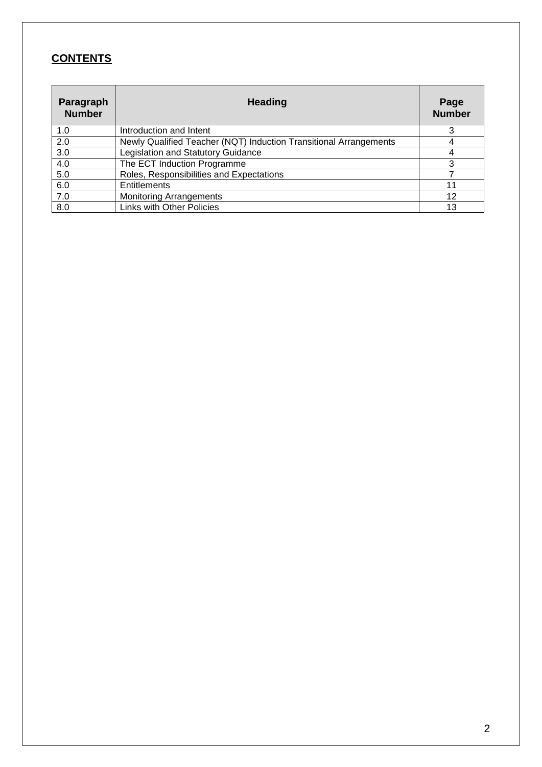## CONTENTS

| Paragraph Number | Heading | Page Number |
|---|---|---|
| 1.0 | Introduction and Intent | 3 |
| 2.0 | Newly Qualified Teacher (NQT) Induction Transitional Arrangements | 4 |
| 3.0 | Legislation and Statutory Guidance | 4 |
| 4.0 | The ECT Induction Programme | 3 |
| 5.0 | Roles, Responsibilities and Expectations | 7 |
| 6.0 | Entitlements | 11 |
| 7.0 | Monitoring Arrangements | 12 |
| 8.0 | Links with Other Policies | 13 |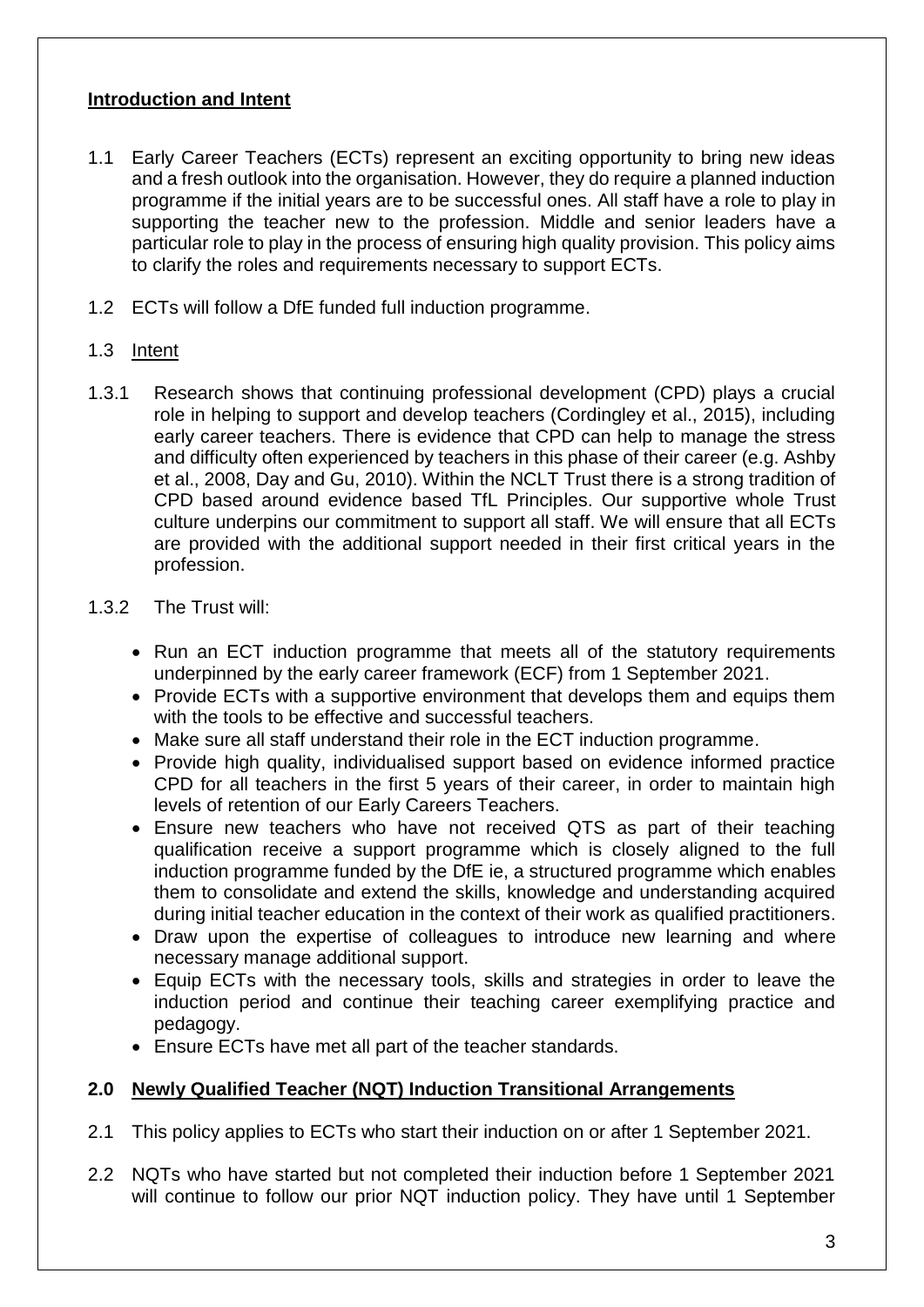## Introduction and Intent

1.1 Early Career Teachers (ECTs) represent an exciting opportunity to bring new ideas and a fresh outlook into the organisation. However, they do require a planned induction programme if the initial years are to be successful ones. All staff have a role to play in supporting the teacher new to the profession. Middle and senior leaders have a particular role to play in the process of ensuring high quality provision. This policy aims to clarify the roles and requirements necessary to support ECTs.

1.2 ECTs will follow a DfE funded full induction programme.

1.3 Intent

1.3.1 Research shows that continuing professional development (CPD) plays a crucial role in helping to support and develop teachers (Cordingley et al., 2015), including early career teachers. There is evidence that CPD can help to manage the stress and difficulty often experienced by teachers in this phase of their career (e.g. Ashby et al., 2008, Day and Gu, 2010). Within the NCLT Trust there is a strong tradition of CPD based around evidence based TfL Principles. Our supportive whole Trust culture underpins our commitment to support all staff. We will ensure that all ECTs are provided with the additional support needed in their first critical years in the profession.

1.3.2 The Trust will:

- Run an ECT induction programme that meets all of the statutory requirements underpinned by the early career framework (ECF) from 1 September 2021.
- Provide ECTs with a supportive environment that develops them and equips them with the tools to be effective and successful teachers.
- Make sure all staff understand their role in the ECT induction programme.
- Provide high quality, individualised support based on evidence informed practice CPD for all teachers in the first 5 years of their career, in order to maintain high levels of retention of our Early Careers Teachers.
- Ensure new teachers who have not received QTS as part of their teaching qualification receive a support programme which is closely aligned to the full induction programme funded by the DfE ie, a structured programme which enables them to consolidate and extend the skills, knowledge and understanding acquired during initial teacher education in the context of their work as qualified practitioners.
- Draw upon the expertise of colleagues to introduce new learning and where necessary manage additional support.
- Equip ECTs with the necessary tools, skills and strategies in order to leave the induction period and continue their teaching career exemplifying practice and pedagogy.
- Ensure ECTs have met all part of the teacher standards.

## 2.0 Newly Qualified Teacher (NQT) Induction Transitional Arrangements

2.1 This policy applies to ECTs who start their induction on or after 1 September 2021.

2.2 NQTs who have started but not completed their induction before 1 September 2021 will continue to follow our prior NQT induction policy. They have until 1 September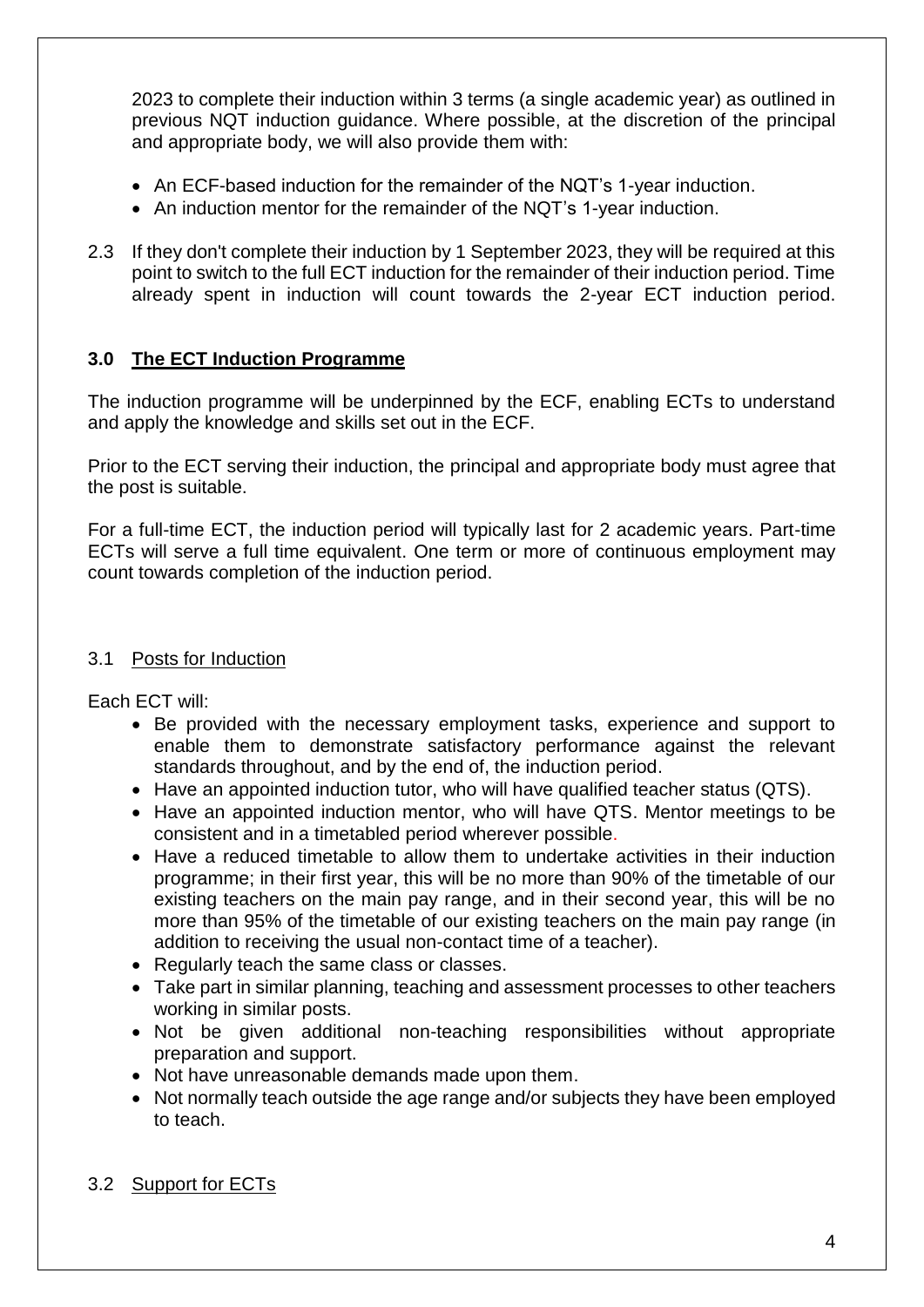2023 to complete their induction within 3 terms (a single academic year) as outlined in previous NQT induction guidance. Where possible, at the discretion of the principal and appropriate body, we will also provide them with:

- An ECF-based induction for the remainder of the NQT's 1-year induction.
- An induction mentor for the remainder of the NQT's 1-year induction.

2.3 If they don't complete their induction by 1 September 2023, they will be required at this point to switch to the full ECT induction for the remainder of their induction period. Time already spent in induction will count towards the 2-year ECT induction period.

## 3.0 The ECT Induction Programme

The induction programme will be underpinned by the ECF, enabling ECTs to understand and apply the knowledge and skills set out in the ECF.

Prior to the ECT serving their induction, the principal and appropriate body must agree that the post is suitable.

For a full-time ECT, the induction period will typically last for 2 academic years. Part-time ECTs will serve a full time equivalent. One term or more of continuous employment may count towards completion of the induction period.

### 3.1 Posts for Induction

Each ECT will:

- Be provided with the necessary employment tasks, experience and support to enable them to demonstrate satisfactory performance against the relevant standards throughout, and by the end of, the induction period.
- Have an appointed induction tutor, who will have qualified teacher status (QTS).
- Have an appointed induction mentor, who will have QTS. Mentor meetings to be consistent and in a timetabled period wherever possible.
- Have a reduced timetable to allow them to undertake activities in their induction programme; in their first year, this will be no more than 90% of the timetable of our existing teachers on the main pay range, and in their second year, this will be no more than 95% of the timetable of our existing teachers on the main pay range (in addition to receiving the usual non-contact time of a teacher).
- Regularly teach the same class or classes.
- Take part in similar planning, teaching and assessment processes to other teachers working in similar posts.
- Not be given additional non-teaching responsibilities without appropriate preparation and support.
- Not have unreasonable demands made upon them.
- Not normally teach outside the age range and/or subjects they have been employed to teach.

### 3.2 Support for ECTs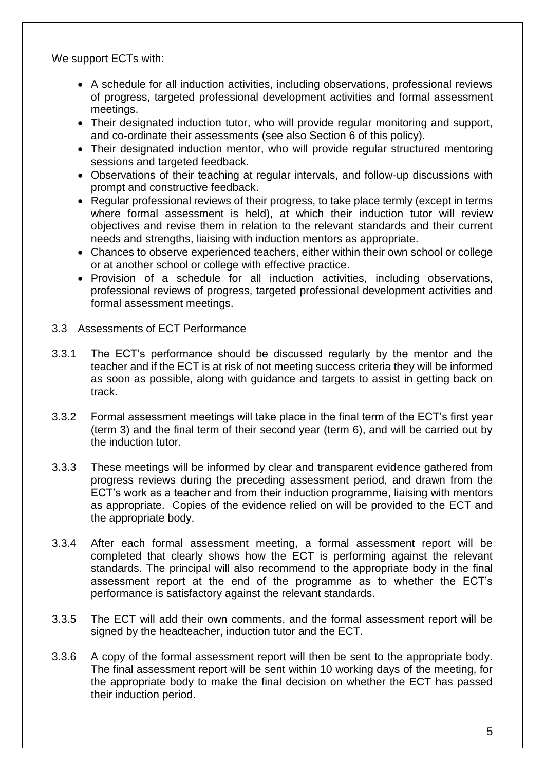We support ECTs with:

- A schedule for all induction activities, including observations, professional reviews of progress, targeted professional development activities and formal assessment meetings.
- Their designated induction tutor, who will provide regular monitoring and support, and co-ordinate their assessments (see also Section 6 of this policy).
- Their designated induction mentor, who will provide regular structured mentoring sessions and targeted feedback.
- Observations of their teaching at regular intervals, and follow-up discussions with prompt and constructive feedback.
- Regular professional reviews of their progress, to take place termly (except in terms where formal assessment is held), at which their induction tutor will review objectives and revise them in relation to the relevant standards and their current needs and strengths, liaising with induction mentors as appropriate.
- Chances to observe experienced teachers, either within their own school or college or at another school or college with effective practice.
- Provision of a schedule for all induction activities, including observations, professional reviews of progress, targeted professional development activities and formal assessment meetings.

### 3.3 Assessments of ECT Performance

3.3.1 The ECT's performance should be discussed regularly by the mentor and the teacher and if the ECT is at risk of not meeting success criteria they will be informed as soon as possible, along with guidance and targets to assist in getting back on track.

3.3.2 Formal assessment meetings will take place in the final term of the ECT's first year (term 3) and the final term of their second year (term 6), and will be carried out by the induction tutor.

3.3.3 These meetings will be informed by clear and transparent evidence gathered from progress reviews during the preceding assessment period, and drawn from the ECT's work as a teacher and from their induction programme, liaising with mentors as appropriate. Copies of the evidence relied on will be provided to the ECT and the appropriate body.

3.3.4 After each formal assessment meeting, a formal assessment report will be completed that clearly shows how the ECT is performing against the relevant standards. The principal will also recommend to the appropriate body in the final assessment report at the end of the programme as to whether the ECT's performance is satisfactory against the relevant standards.

3.3.5 The ECT will add their own comments, and the formal assessment report will be signed by the headteacher, induction tutor and the ECT.

3.3.6 A copy of the formal assessment report will then be sent to the appropriate body. The final assessment report will be sent within 10 working days of the meeting, for the appropriate body to make the final decision on whether the ECT has passed their induction period.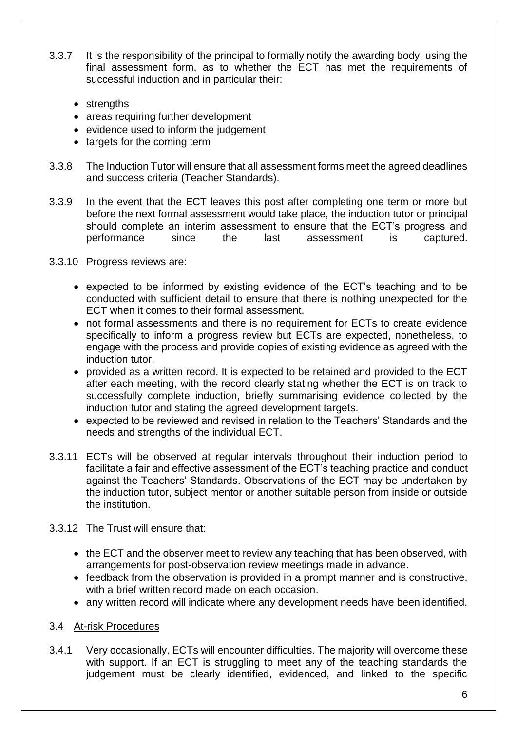3.3.7 It is the responsibility of the principal to formally notify the awarding body, using the final assessment form, as to whether the ECT has met the requirements of successful induction and in particular their:

- strengths
- areas requiring further development
- evidence used to inform the judgement
- targets for the coming term

3.3.8 The Induction Tutor will ensure that all assessment forms meet the agreed deadlines and success criteria (Teacher Standards).

3.3.9 In the event that the ECT leaves this post after completing one term or more but before the next formal assessment would take place, the induction tutor or principal should complete an interim assessment to ensure that the ECT's progress and performance since the last assessment is captured.

3.3.10 Progress reviews are:

- expected to be informed by existing evidence of the ECT's teaching and to be conducted with sufficient detail to ensure that there is nothing unexpected for the ECT when it comes to their formal assessment.
- not formal assessments and there is no requirement for ECTs to create evidence specifically to inform a progress review but ECTs are expected, nonetheless, to engage with the process and provide copies of existing evidence as agreed with the induction tutor.
- provided as a written record. It is expected to be retained and provided to the ECT after each meeting, with the record clearly stating whether the ECT is on track to successfully complete induction, briefly summarising evidence collected by the induction tutor and stating the agreed development targets.
- expected to be reviewed and revised in relation to the Teachers' Standards and the needs and strengths of the individual ECT.

3.3.11 ECTs will be observed at regular intervals throughout their induction period to facilitate a fair and effective assessment of the ECT's teaching practice and conduct against the Teachers' Standards. Observations of the ECT may be undertaken by the induction tutor, subject mentor or another suitable person from inside or outside the institution.

3.3.12 The Trust will ensure that:

- the ECT and the observer meet to review any teaching that has been observed, with arrangements for post-observation review meetings made in advance.
- feedback from the observation is provided in a prompt manner and is constructive, with a brief written record made on each occasion.
- any written record will indicate where any development needs have been identified.

### 3.4 At-risk Procedures

3.4.1 Very occasionally, ECTs will encounter difficulties. The majority will overcome these with support. If an ECT is struggling to meet any of the teaching standards the judgement must be clearly identified, evidenced, and linked to the specific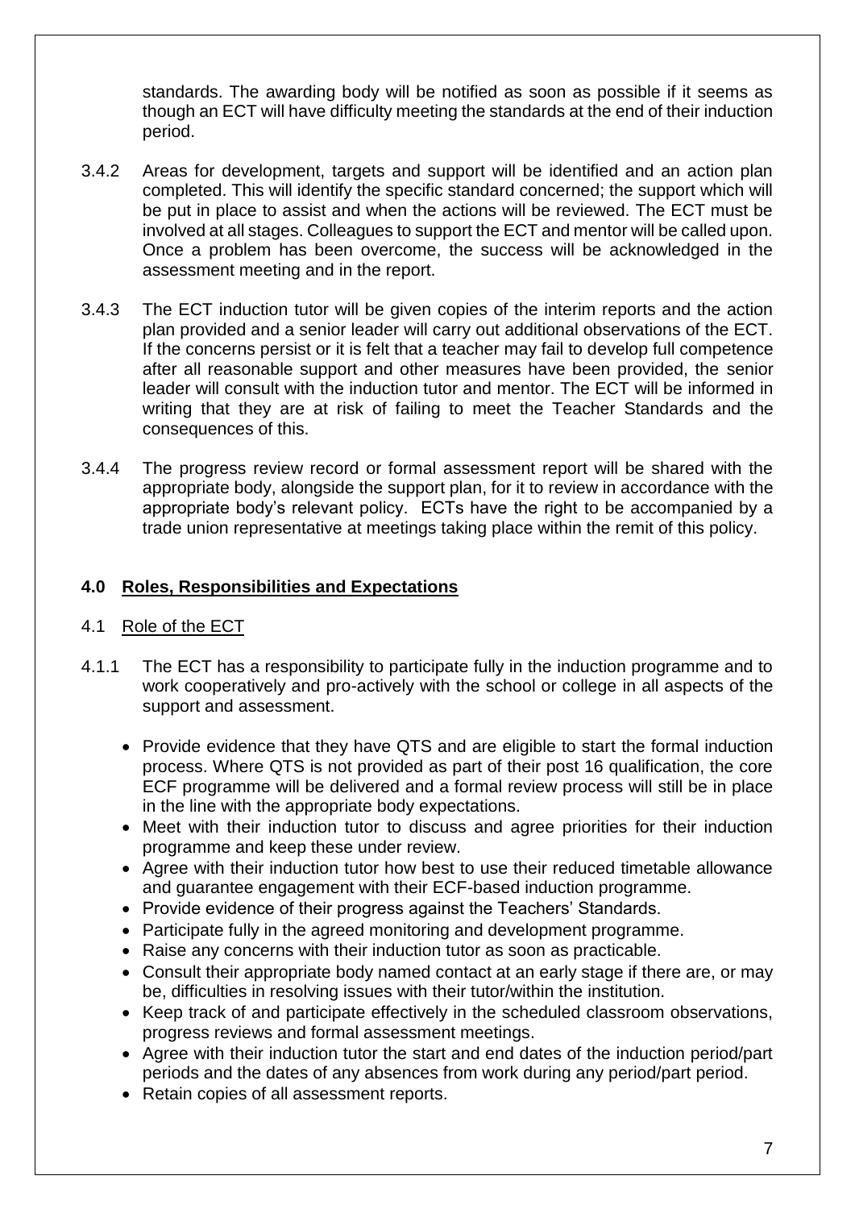standards. The awarding body will be notified as soon as possible if it seems as though an ECT will have difficulty meeting the standards at the end of their induction period.

3.4.2 Areas for development, targets and support will be identified and an action plan completed. This will identify the specific standard concerned; the support which will be put in place to assist and when the actions will be reviewed. The ECT must be involved at all stages. Colleagues to support the ECT and mentor will be called upon. Once a problem has been overcome, the success will be acknowledged in the assessment meeting and in the report.

3.4.3 The ECT induction tutor will be given copies of the interim reports and the action plan provided and a senior leader will carry out additional observations of the ECT. If the concerns persist or it is felt that a teacher may fail to develop full competence after all reasonable support and other measures have been provided, the senior leader will consult with the induction tutor and mentor. The ECT will be informed in writing that they are at risk of failing to meet the Teacher Standards and the consequences of this.

3.4.4 The progress review record or formal assessment report will be shared with the appropriate body, alongside the support plan, for it to review in accordance with the appropriate body's relevant policy. ECTs have the right to be accompanied by a trade union representative at meetings taking place within the remit of this policy.

## 4.0 Roles, Responsibilities and Expectations

### 4.1 Role of the ECT

4.1.1 The ECT has a responsibility to participate fully in the induction programme and to work cooperatively and pro-actively with the school or college in all aspects of the support and assessment.

- Provide evidence that they have QTS and are eligible to start the formal induction process. Where QTS is not provided as part of their post 16 qualification, the core ECF programme will be delivered and a formal review process will still be in place in the line with the appropriate body expectations.
- Meet with their induction tutor to discuss and agree priorities for their induction programme and keep these under review.
- Agree with their induction tutor how best to use their reduced timetable allowance and guarantee engagement with their ECF-based induction programme.
- Provide evidence of their progress against the Teachers' Standards.
- Participate fully in the agreed monitoring and development programme.
- Raise any concerns with their induction tutor as soon as practicable.
- Consult their appropriate body named contact at an early stage if there are, or may be, difficulties in resolving issues with their tutor/within the institution.
- Keep track of and participate effectively in the scheduled classroom observations, progress reviews and formal assessment meetings.
- Agree with their induction tutor the start and end dates of the induction period/part periods and the dates of any absences from work during any period/part period.
- Retain copies of all assessment reports.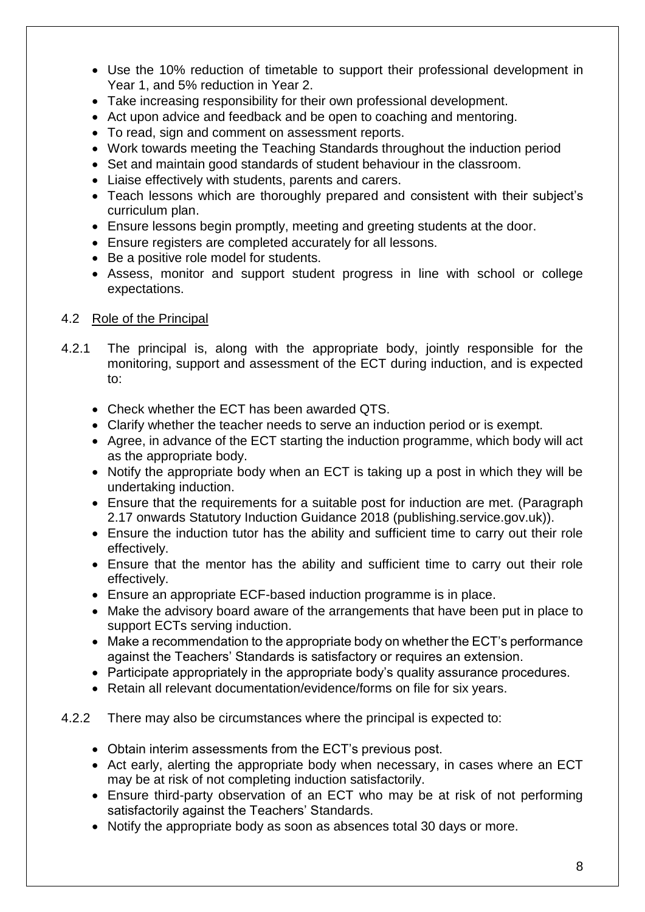- Use the 10% reduction of timetable to support their professional development in Year 1, and 5% reduction in Year 2.
- Take increasing responsibility for their own professional development.
- Act upon advice and feedback and be open to coaching and mentoring.
- To read, sign and comment on assessment reports.
- Work towards meeting the Teaching Standards throughout the induction period
- Set and maintain good standards of student behaviour in the classroom.
- Liaise effectively with students, parents and carers.
- Teach lessons which are thoroughly prepared and consistent with their subject's curriculum plan.
- Ensure lessons begin promptly, meeting and greeting students at the door.
- Ensure registers are completed accurately for all lessons.
- Be a positive role model for students.
- Assess, monitor and support student progress in line with school or college expectations.

### 4.2 <u>Role of the Principal</u>

4.2.1 The principal is, along with the appropriate body, jointly responsible for the monitoring, support and assessment of the ECT during induction, and is expected to:

- Check whether the ECT has been awarded QTS.
- Clarify whether the teacher needs to serve an induction period or is exempt.
- Agree, in advance of the ECT starting the induction programme, which body will act as the appropriate body.
- Notify the appropriate body when an ECT is taking up a post in which they will be undertaking induction.
- Ensure that the requirements for a suitable post for induction are met. (Paragraph 2.17 onwards Statutory Induction Guidance 2018 (publishing.service.gov.uk)).
- Ensure the induction tutor has the ability and sufficient time to carry out their role effectively.
- Ensure that the mentor has the ability and sufficient time to carry out their role effectively.
- Ensure an appropriate ECF-based induction programme is in place.
- Make the advisory board aware of the arrangements that have been put in place to support ECTs serving induction.
- Make a recommendation to the appropriate body on whether the ECT's performance against the Teachers' Standards is satisfactory or requires an extension.
- Participate appropriately in the appropriate body's quality assurance procedures.
- Retain all relevant documentation/evidence/forms on file for six years.

4.2.2 There may also be circumstances where the principal is expected to:

- Obtain interim assessments from the ECT's previous post.
- Act early, alerting the appropriate body when necessary, in cases where an ECT may be at risk of not completing induction satisfactorily.
- Ensure third-party observation of an ECT who may be at risk of not performing satisfactorily against the Teachers' Standards.
- Notify the appropriate body as soon as absences total 30 days or more.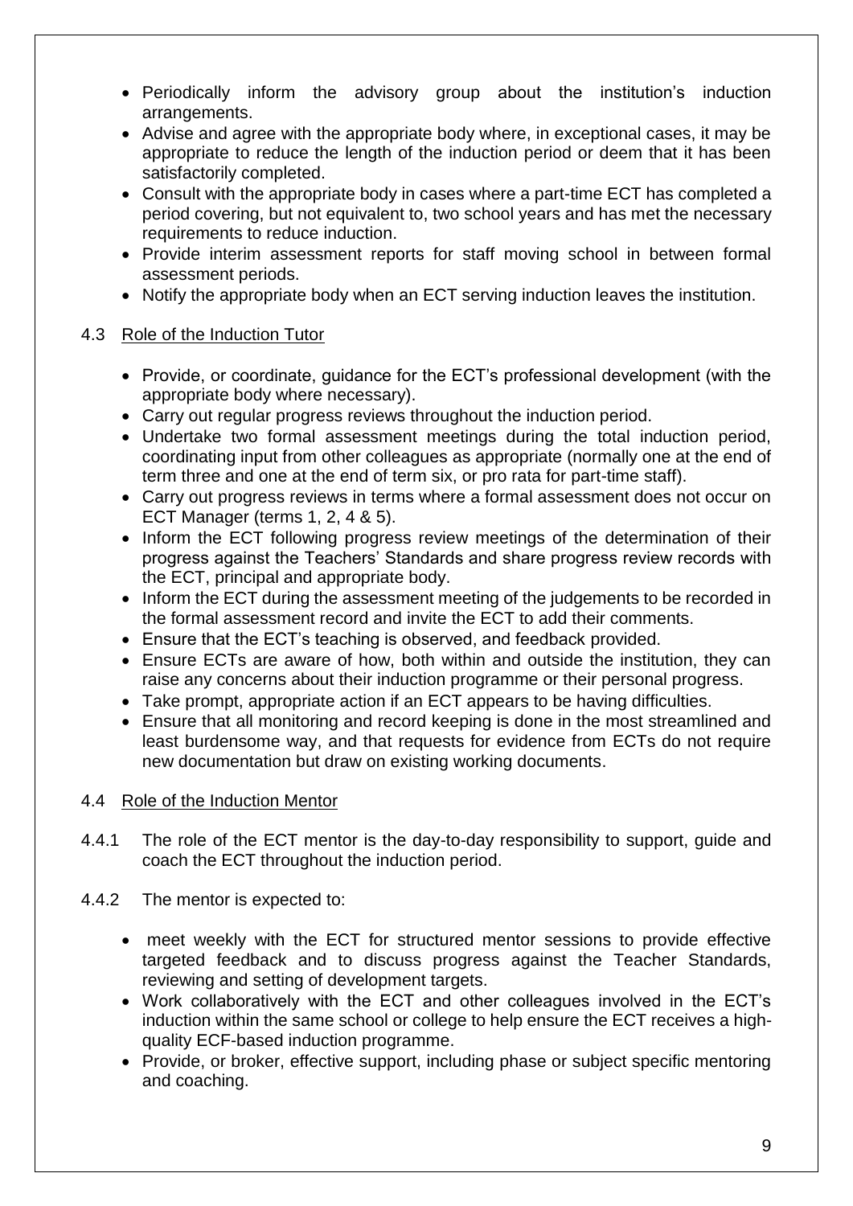- Periodically inform the advisory group about the institution's induction arrangements.
- Advise and agree with the appropriate body where, in exceptional cases, it may be appropriate to reduce the length of the induction period or deem that it has been satisfactorily completed.
- Consult with the appropriate body in cases where a part-time ECT has completed a period covering, but not equivalent to, two school years and has met the necessary requirements to reduce induction.
- Provide interim assessment reports for staff moving school in between formal assessment periods.
- Notify the appropriate body when an ECT serving induction leaves the institution.

### 4.3 Role of the Induction Tutor

- Provide, or coordinate, guidance for the ECT's professional development (with the appropriate body where necessary).
- Carry out regular progress reviews throughout the induction period.
- Undertake two formal assessment meetings during the total induction period, coordinating input from other colleagues as appropriate (normally one at the end of term three and one at the end of term six, or pro rata for part-time staff).
- Carry out progress reviews in terms where a formal assessment does not occur on ECT Manager (terms 1, 2, 4 & 5).
- Inform the ECT following progress review meetings of the determination of their progress against the Teachers' Standards and share progress review records with the ECT, principal and appropriate body.
- Inform the ECT during the assessment meeting of the judgements to be recorded in the formal assessment record and invite the ECT to add their comments.
- Ensure that the ECT's teaching is observed, and feedback provided.
- Ensure ECTs are aware of how, both within and outside the institution, they can raise any concerns about their induction programme or their personal progress.
- Take prompt, appropriate action if an ECT appears to be having difficulties.
- Ensure that all monitoring and record keeping is done in the most streamlined and least burdensome way, and that requests for evidence from ECTs do not require new documentation but draw on existing working documents.

### 4.4 Role of the Induction Mentor

4.4.1 The role of the ECT mentor is the day-to-day responsibility to support, guide and coach the ECT throughout the induction period.

4.4.2 The mentor is expected to:

- meet weekly with the ECT for structured mentor sessions to provide effective targeted feedback and to discuss progress against the Teacher Standards, reviewing and setting of development targets.
- Work collaboratively with the ECT and other colleagues involved in the ECT's induction within the same school or college to help ensure the ECT receives a high-quality ECF-based induction programme.
- Provide, or broker, effective support, including phase or subject specific mentoring and coaching.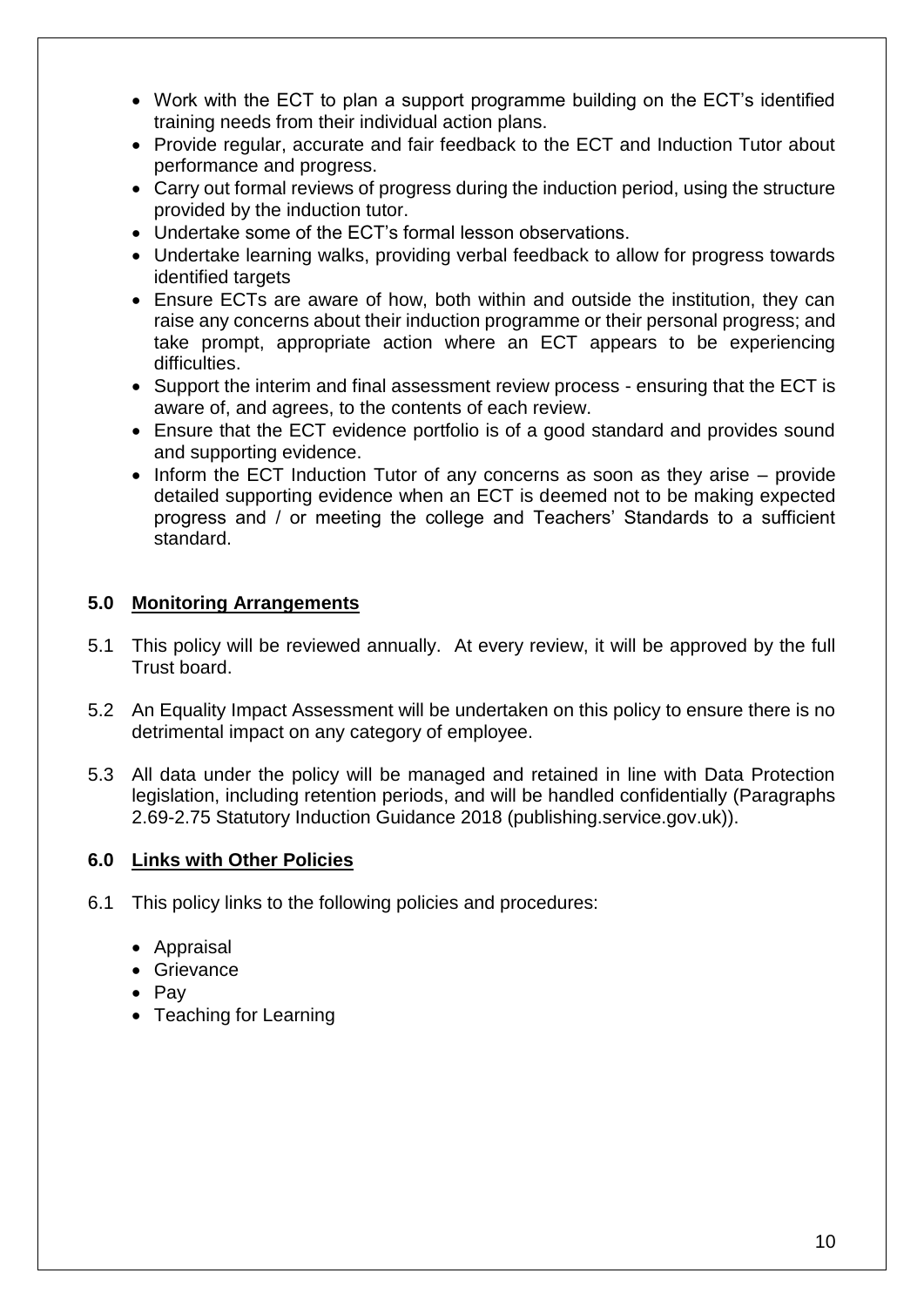- Work with the ECT to plan a support programme building on the ECT's identified training needs from their individual action plans.
- Provide regular, accurate and fair feedback to the ECT and Induction Tutor about performance and progress.
- Carry out formal reviews of progress during the induction period, using the structure provided by the induction tutor.
- Undertake some of the ECT's formal lesson observations.
- Undertake learning walks, providing verbal feedback to allow for progress towards identified targets
- Ensure ECTs are aware of how, both within and outside the institution, they can raise any concerns about their induction programme or their personal progress; and take prompt, appropriate action where an ECT appears to be experiencing difficulties.
- Support the interim and final assessment review process - ensuring that the ECT is aware of, and agrees, to the contents of each review.
- Ensure that the ECT evidence portfolio is of a good standard and provides sound and supporting evidence.
- Inform the ECT Induction Tutor of any concerns as soon as they arise – provide detailed supporting evidence when an ECT is deemed not to be making expected progress and / or meeting the college and Teachers' Standards to a sufficient standard.

## 5.0 Monitoring Arrangements

5.1 This policy will be reviewed annually. At every review, it will be approved by the full Trust board.

5.2 An Equality Impact Assessment will be undertaken on this policy to ensure there is no detrimental impact on any category of employee.

5.3 All data under the policy will be managed and retained in line with Data Protection legislation, including retention periods, and will be handled confidentially (Paragraphs 2.69-2.75 Statutory Induction Guidance 2018 (publishing.service.gov.uk)).

## 6.0 Links with Other Policies

6.1 This policy links to the following policies and procedures:

- Appraisal
- Grievance
- Pay
- Teaching for Learning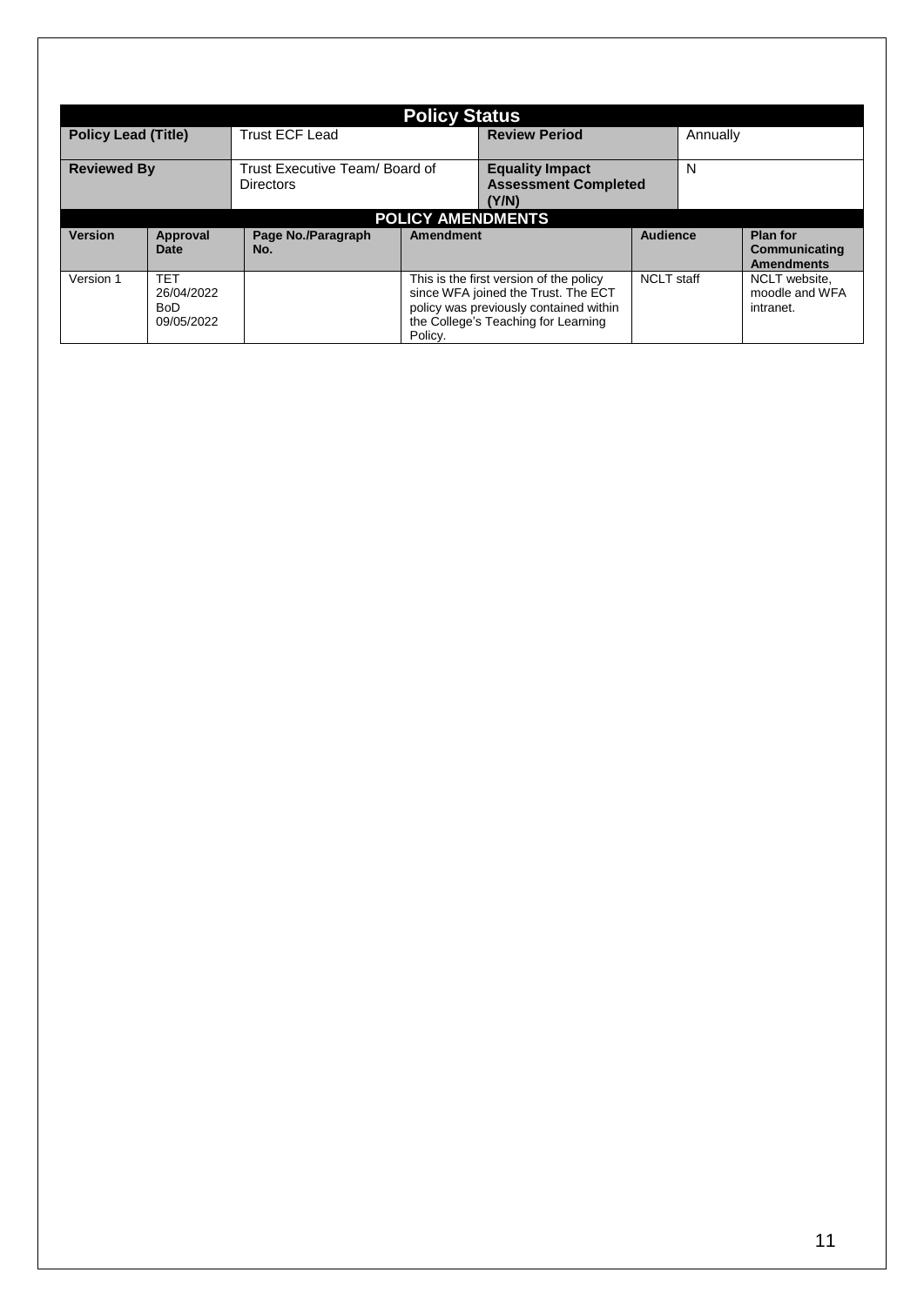| Policy Status | | | |
|---|---|---|---|
| **Policy Lead (Title)** | Trust ECF Lead | **Review Period** | Annually |
| **Reviewed By** | Trust Executive Team/ Board of Directors | **Equality Impact Assessment Completed (Y/N)** | N |

| POLICY AMENDMENTS | | | | | |
|---|---|---|---|---|---|
| **Version** | **Approval Date** | **Page No./Paragraph No.** | **Amendment** | **Audience** | **Plan for Communicating Amendments** |
| Version 1 | TET 26/04/2022 BoD 09/05/2022 | | This is the first version of the policy since WFA joined the Trust. The ECT policy was previously contained within the College's Teaching for Learning Policy. | NCLT staff | NCLT website, moodle and WFA intranet. |